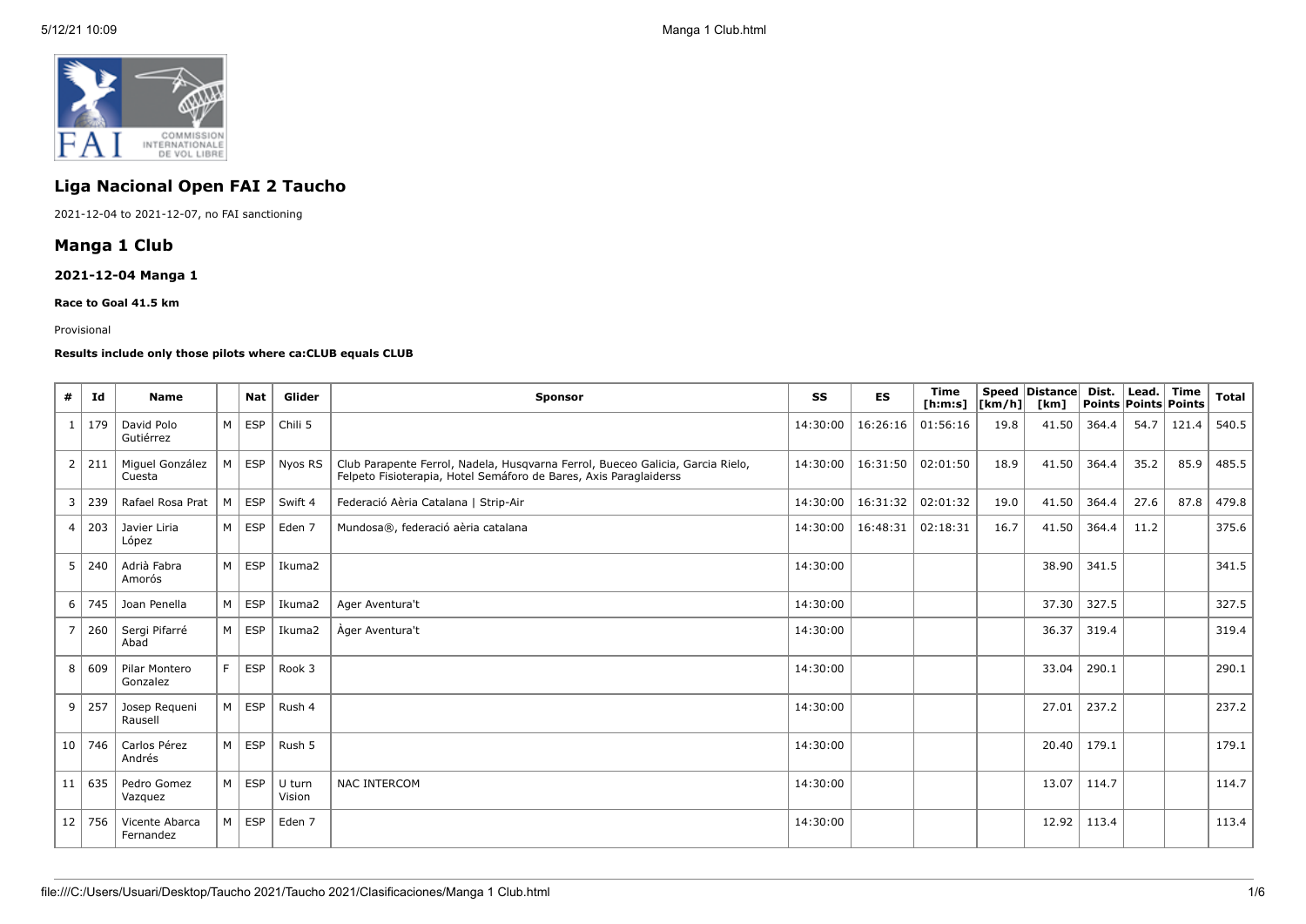## Liga Nacional Open FAI 2 Taucho

2021-12-04 to 2021-12-07, no FAI sanctioning

## Manga 1 Club

#### 2021-12-04 Manga 1

##### Race to Goal 41.5 km

Provisional

**Results include only those pilots where ca:CLUB equals CLUB**

| # | Id | Name | | Nat | Glider | Sponsor | SS | ES | Time [h:m:s] | Speed [km/h] | Distance [km] | Dist. Points | Lead. Points | Time Points | Total |
|---|---|---|---|---|---|---|---|---|---|---|---|---|---|---|---|
| 1 | 179 | David Polo Gutiérrez | M | ESP | Chili 5 | | 14:30:00 | 16:26:16 | 01:56:16 | 19.8 | 41.50 | 364.4 | 54.7 | 121.4 | 540.5 |
| 2 | 211 | Miguel González Cuesta | M | ESP | Nyos RS | Club Parapente Ferrol, Nadela, Husqvarna Ferrol, Bueceo Galicia, Garcia Rielo, Felpeto Fisioterapia, Hotel Semáforo de Bares, Axis Paraglaiderss | 14:30:00 | 16:31:50 | 02:01:50 | 18.9 | 41.50 | 364.4 | 35.2 | 85.9 | 485.5 |
| 3 | 239 | Rafael Rosa Prat | M | ESP | Swift 4 | Federació Aèria Catalana \| Strip-Air | 14:30:00 | 16:31:32 | 02:01:32 | 19.0 | 41.50 | 364.4 | 27.6 | 87.8 | 479.8 |
| 4 | 203 | Javier Liria López | M | ESP | Eden 7 | Mundosa®, federació aèria catalana | 14:30:00 | 16:48:31 | 02:18:31 | 16.7 | 41.50 | 364.4 | 11.2 | | 375.6 |
| 5 | 240 | Adrià Fabra Amorós | M | ESP | Ikuma2 | | 14:30:00 | | | | 38.90 | 341.5 | | | 341.5 |
| 6 | 745 | Joan Penella | M | ESP | Ikuma2 | Ager Aventura't | 14:30:00 | | | | 37.30 | 327.5 | | | 327.5 |
| 7 | 260 | Sergi Pifarré Abad | M | ESP | Ikuma2 | Àger Aventura't | 14:30:00 | | | | 36.37 | 319.4 | | | 319.4 |
| 8 | 609 | Pilar Montero Gonzalez | F | ESP | Rook 3 | | 14:30:00 | | | | 33.04 | 290.1 | | | 290.1 |
| 9 | 257 | Josep Requeni Rausell | M | ESP | Rush 4 | | 14:30:00 | | | | 27.01 | 237.2 | | | 237.2 |
| 10 | 746 | Carlos Pérez Andrés | M | ESP | Rush 5 | | 14:30:00 | | | | 20.40 | 179.1 | | | 179.1 |
| 11 | 635 | Pedro Gomez Vazquez | M | ESP | U turn Vision | NAC INTERCOM | 14:30:00 | | | | 13.07 | 114.7 | | | 114.7 |
| 12 | 756 | Vicente Abarca Fernandez | M | ESP | Eden 7 | | 14:30:00 | | | | 12.92 | 113.4 | | | 113.4 |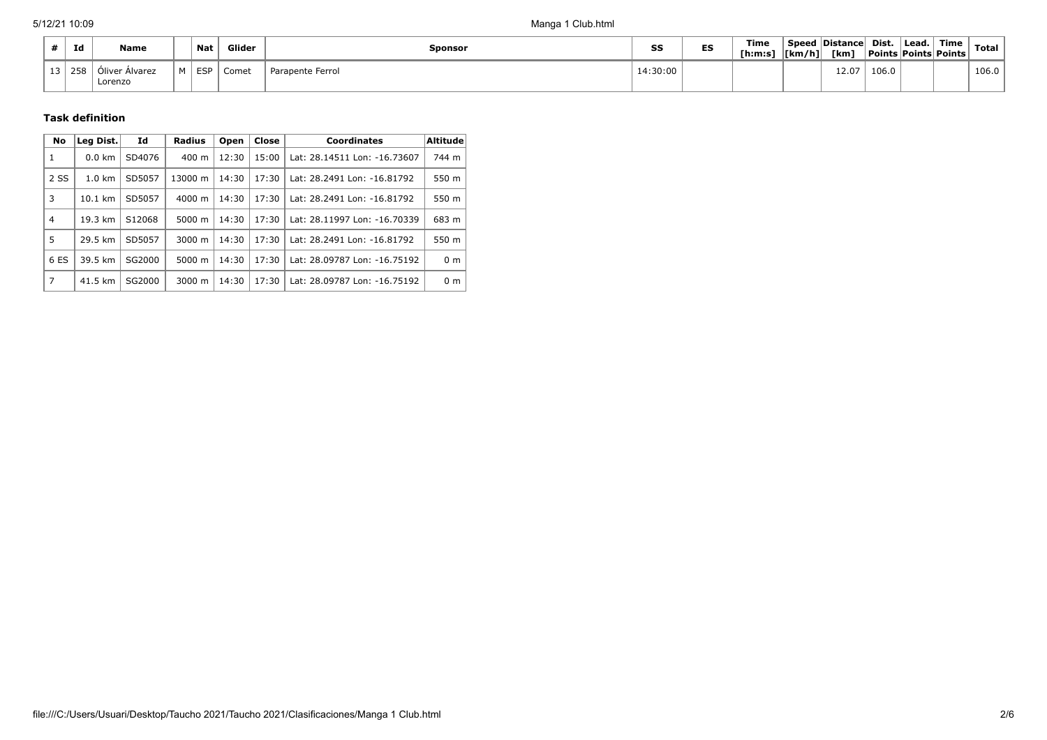| # | Id | Name | | Nat | Glider | Sponsor | SS | ES | Time [h:m:s] | Speed [km/h] | Distance [km] | Dist. Points | Lead. Points | Time Points | Total |
|---|---|---|---|---|---|---|---|---|---|---|---|---|---|---|---|
| 13 | 258 | Óliver Álvarez Lorenzo | M | ESP | Comet | Parapente Ferrol | 14:30:00 | | | | 12.07 | 106.0 | | | 106.0 |

**Task definition**

| No | Leg Dist. | Id | Radius | Open | Close | Coordinates | Altitude |
|---|---|---|---|---|---|---|---|
| 1 | 0.0 km | SD4076 | 400 m | 12:30 | 15:00 | Lat: 28.14511 Lon: -16.73607 | 744 m |
| 2 SS | 1.0 km | SD5057 | 13000 m | 14:30 | 17:30 | Lat: 28.2491 Lon: -16.81792 | 550 m |
| 3 | 10.1 km | SD5057 | 4000 m | 14:30 | 17:30 | Lat: 28.2491 Lon: -16.81792 | 550 m |
| 4 | 19.3 km | S12068 | 5000 m | 14:30 | 17:30 | Lat: 28.11997 Lon: -16.70339 | 683 m |
| 5 | 29.5 km | SD5057 | 3000 m | 14:30 | 17:30 | Lat: 28.2491 Lon: -16.81792 | 550 m |
| 6 ES | 39.5 km | SG2000 | 5000 m | 14:30 | 17:30 | Lat: 28.09787 Lon: -16.75192 | 0 m |
| 7 | 41.5 km | SG2000 | 3000 m | 14:30 | 17:30 | Lat: 28.09787 Lon: -16.75192 | 0 m |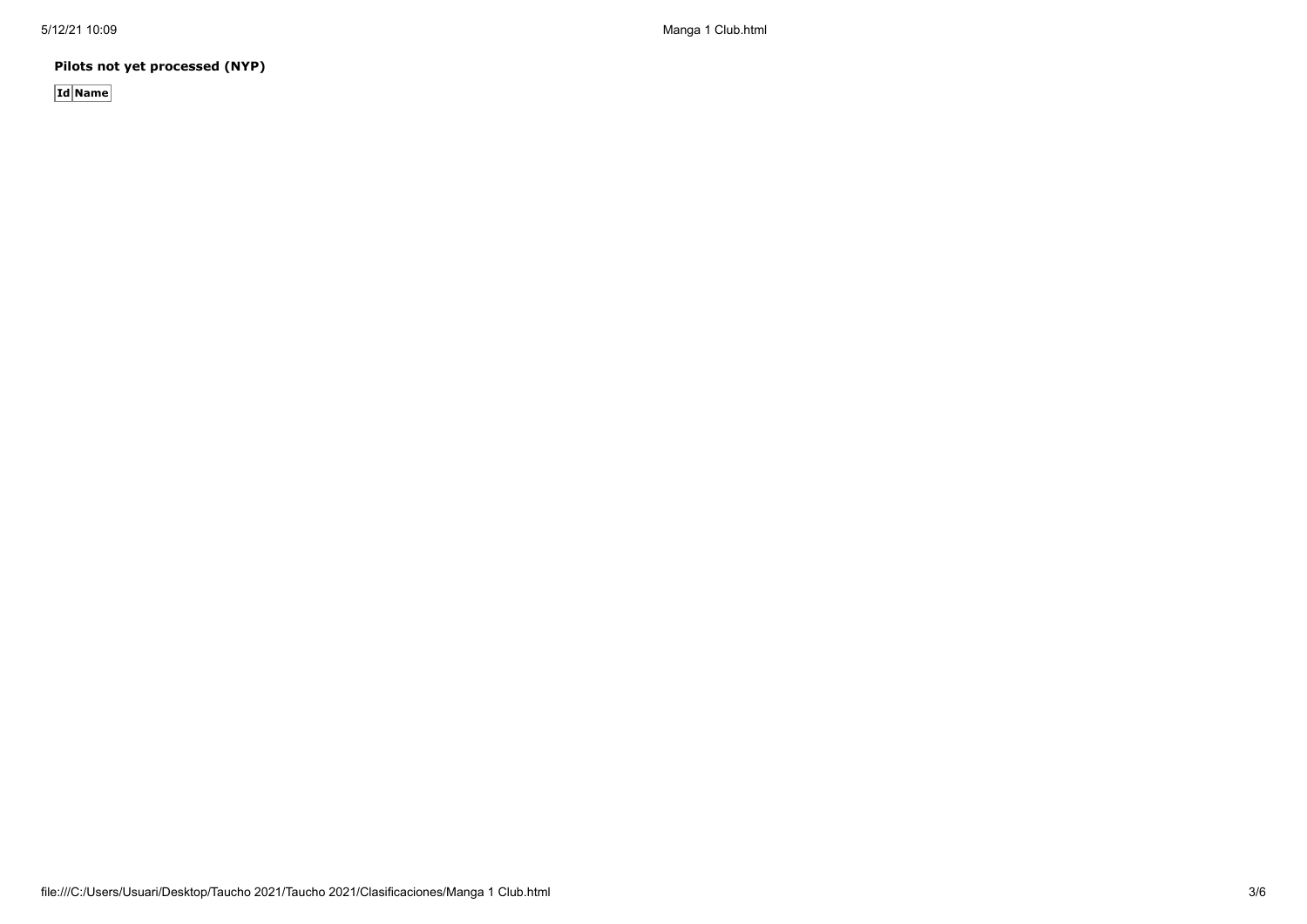**Pilots not yet processed (NYP)**

| Id | Name |
| --- | --- |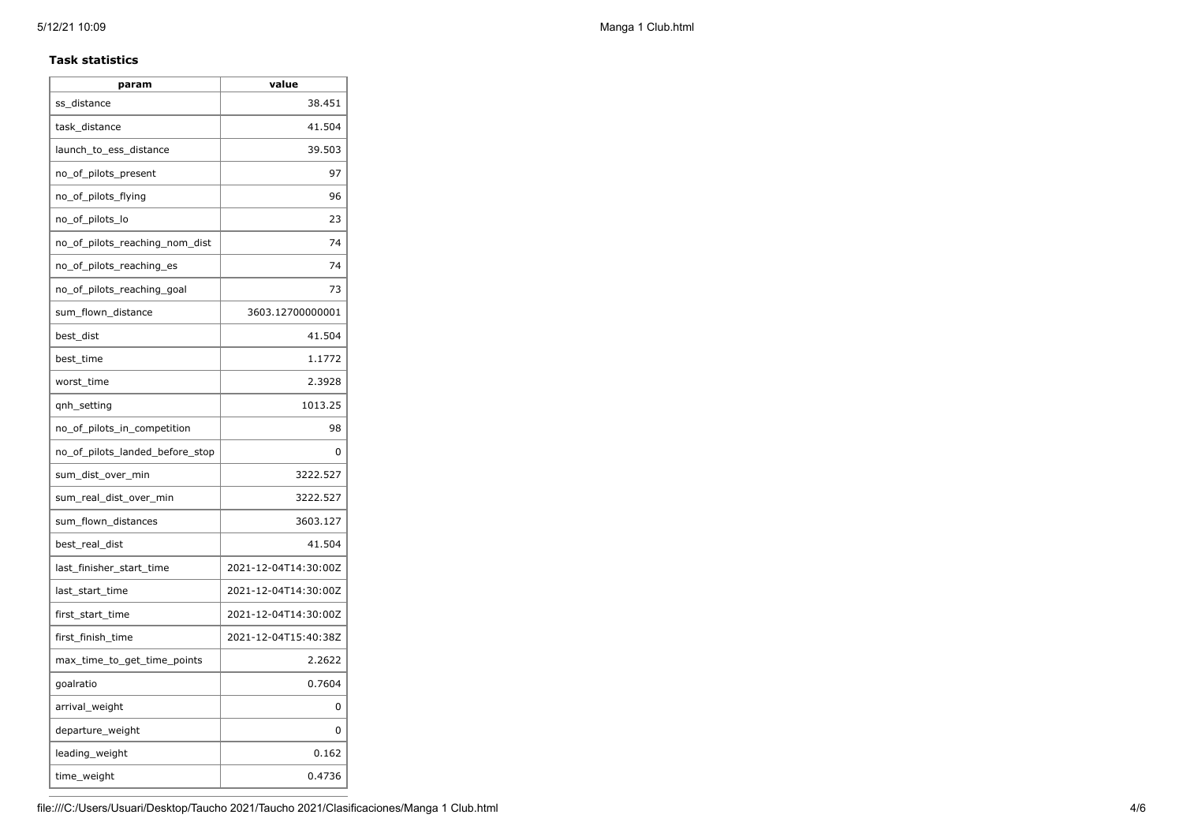**Task statistics**

| param | value |
| --- | --- |
| ss_distance | 38.451 |
| task_distance | 41.504 |
| launch_to_ess_distance | 39.503 |
| no_of_pilots_present | 97 |
| no_of_pilots_flying | 96 |
| no_of_pilots_lo | 23 |
| no_of_pilots_reaching_nom_dist | 74 |
| no_of_pilots_reaching_es | 74 |
| no_of_pilots_reaching_goal | 73 |
| sum_flown_distance | 3603.12700000001 |
| best_dist | 41.504 |
| best_time | 1.1772 |
| worst_time | 2.3928 |
| qnh_setting | 1013.25 |
| no_of_pilots_in_competition | 98 |
| no_of_pilots_landed_before_stop | 0 |
| sum_dist_over_min | 3222.527 |
| sum_real_dist_over_min | 3222.527 |
| sum_flown_distances | 3603.127 |
| best_real_dist | 41.504 |
| last_finisher_start_time | 2021-12-04T14:30:00Z |
| last_start_time | 2021-12-04T14:30:00Z |
| first_start_time | 2021-12-04T14:30:00Z |
| first_finish_time | 2021-12-04T15:40:38Z |
| max_time_to_get_time_points | 2.2622 |
| goalratio | 0.7604 |
| arrival_weight | 0 |
| departure_weight | 0 |
| leading_weight | 0.162 |
| time_weight | 0.4736 |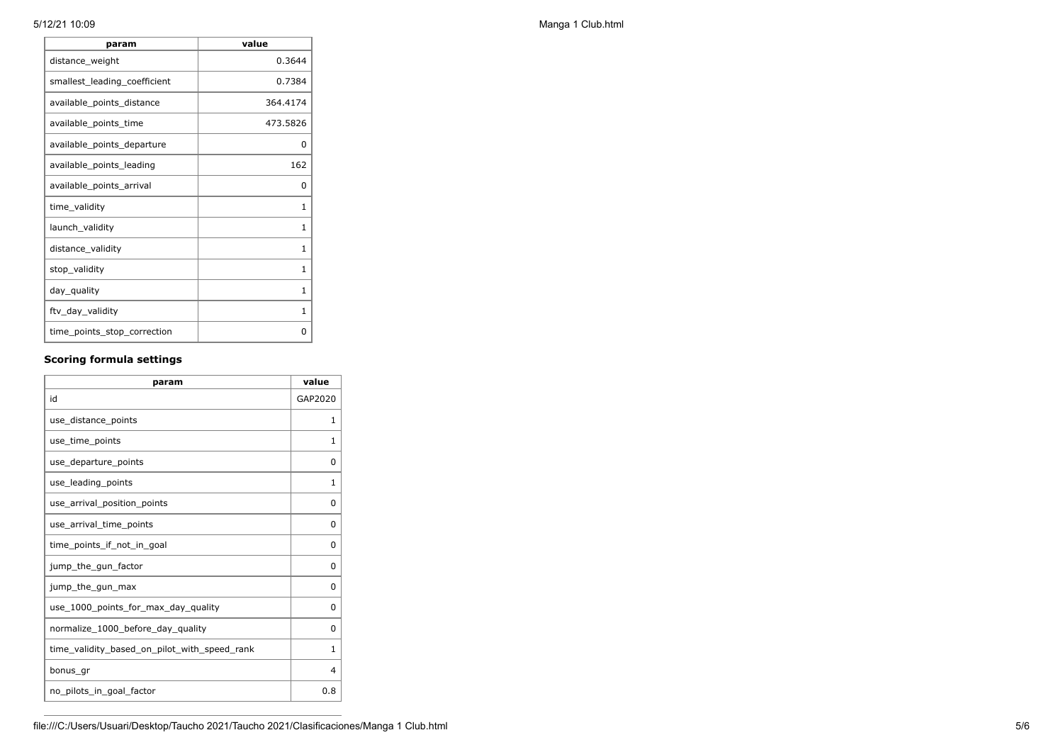| param | value |
| --- | --- |
| distance_weight | 0.3644 |
| smallest_leading_coefficient | 0.7384 |
| available_points_distance | 364.4174 |
| available_points_time | 473.5826 |
| available_points_departure | 0 |
| available_points_leading | 162 |
| available_points_arrival | 0 |
| time_validity | 1 |
| launch_validity | 1 |
| distance_validity | 1 |
| stop_validity | 1 |
| day_quality | 1 |
| ftv_day_validity | 1 |
| time_points_stop_correction | 0 |

### Scoring formula settings

| param | value |
| --- | --- |
| id | GAP2020 |
| use_distance_points | 1 |
| use_time_points | 1 |
| use_departure_points | 0 |
| use_leading_points | 1 |
| use_arrival_position_points | 0 |
| use_arrival_time_points | 0 |
| time_points_if_not_in_goal | 0 |
| jump_the_gun_factor | 0 |
| jump_the_gun_max | 0 |
| use_1000_points_for_max_day_quality | 0 |
| normalize_1000_before_day_quality | 0 |
| time_validity_based_on_pilot_with_speed_rank | 1 |
| bonus_gr | 4 |
| no_pilots_in_goal_factor | 0.8 |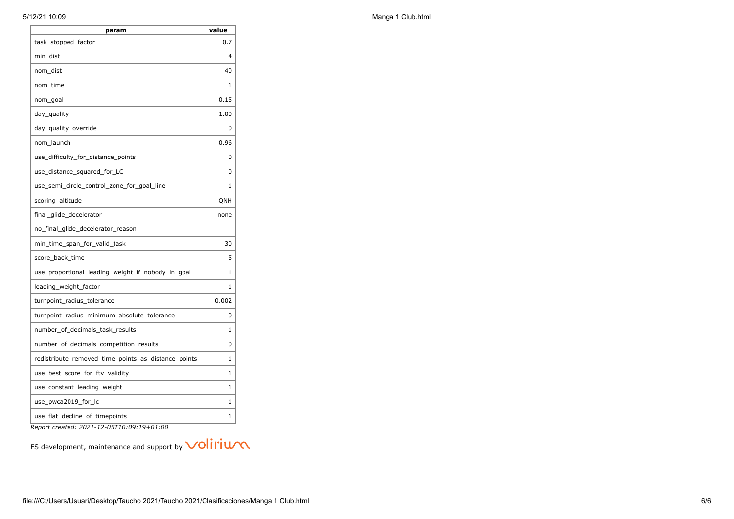| param | value |
|---|---|
| task_stopped_factor | 0.7 |
| min_dist | 4 |
| nom_dist | 40 |
| nom_time | 1 |
| nom_goal | 0.15 |
| day_quality | 1.00 |
| day_quality_override | 0 |
| nom_launch | 0.96 |
| use_difficulty_for_distance_points | 0 |
| use_distance_squared_for_LC | 0 |
| use_semi_circle_control_zone_for_goal_line | 1 |
| scoring_altitude | QNH |
| final_glide_decelerator | none |
| no_final_glide_decelerator_reason | |
| min_time_span_for_valid_task | 30 |
| score_back_time | 5 |
| use_proportional_leading_weight_if_nobody_in_goal | 1 |
| leading_weight_factor | 1 |
| turnpoint_radius_tolerance | 0.002 |
| turnpoint_radius_minimum_absolute_tolerance | 0 |
| number_of_decimals_task_results | 1 |
| number_of_decimals_competition_results | 0 |
| redistribute_removed_time_points_as_distance_points | 1 |
| use_best_score_for_ftv_validity | 1 |
| use_constant_leading_weight | 1 |
| use_pwca2019_for_lc | 1 |
| use_flat_decline_of_timepoints | 1 |

*Report created: 2021-12-05T10:09:19+01:00*

FS development, maintenance and support by volirium